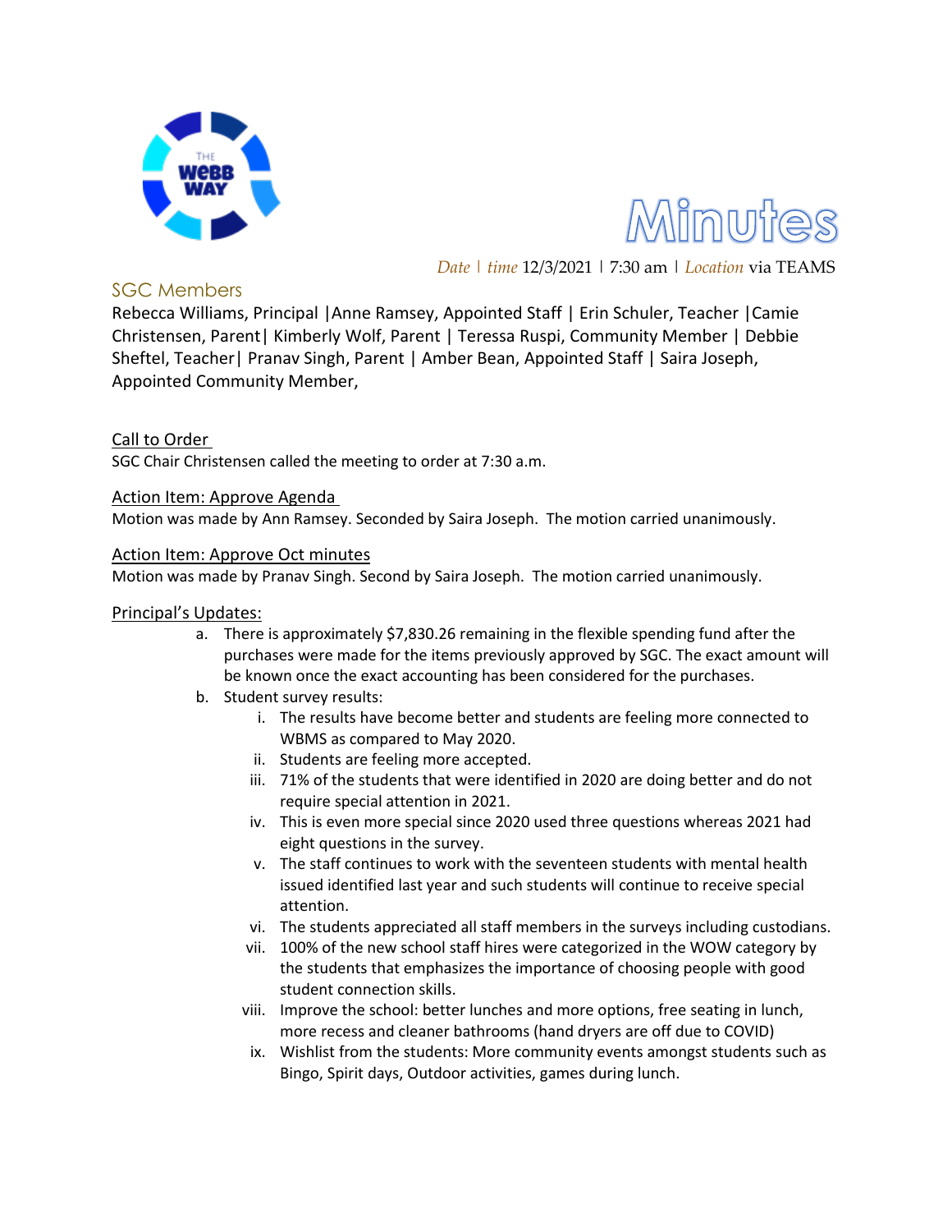# Minutes

*Date* | *time* 12/3/2021 | 7:30 am | *Location* via TEAMS

## SGC Members

Rebecca Williams, Principal |Anne Ramsey, Appointed Staff | Erin Schuler, Teacher |Camie Christensen, Parent| Kimberly Wolf, Parent | Teressa Ruspi, Community Member | Debbie Sheftel, Teacher| Pranav Singh, Parent | Amber Bean, Appointed Staff | Saira Joseph, Appointed Community Member,

### Call to Order

SGC Chair Christensen called the meeting to order at 7:30 a.m.

### Action Item: Approve Agenda

Motion was made by Ann Ramsey. Seconded by Saira Joseph. The motion carried unanimously.

### Action Item: Approve Oct minutes

Motion was made by Pranav Singh. Second by Saira Joseph. The motion carried unanimously.

### Principal's Updates:

a. There is approximately $7,830.26 remaining in the flexible spending fund after the purchases were made for the items previously approved by SGC. The exact amount will be known once the exact accounting has been considered for the purchases.

b. Student survey results:

   i. The results have become better and students are feeling more connected to WBMS as compared to May 2020.

   ii. Students are feeling more accepted.

   iii. 71% of the students that were identified in 2020 are doing better and do not require special attention in 2021.

   iv. This is even more special since 2020 used three questions whereas 2021 had eight questions in the survey.

   v. The staff continues to work with the seventeen students with mental health issued identified last year and such students will continue to receive special attention.

   vi. The students appreciated all staff members in the surveys including custodians.

   vii. 100% of the new school staff hires were categorized in the WOW category by the students that emphasizes the importance of choosing people with good student connection skills.

   viii. Improve the school: better lunches and more options, free seating in lunch, more recess and cleaner bathrooms (hand dryers are off due to COVID)

   ix. Wishlist from the students: More community events amongst students such as Bingo, Spirit days, Outdoor activities, games during lunch.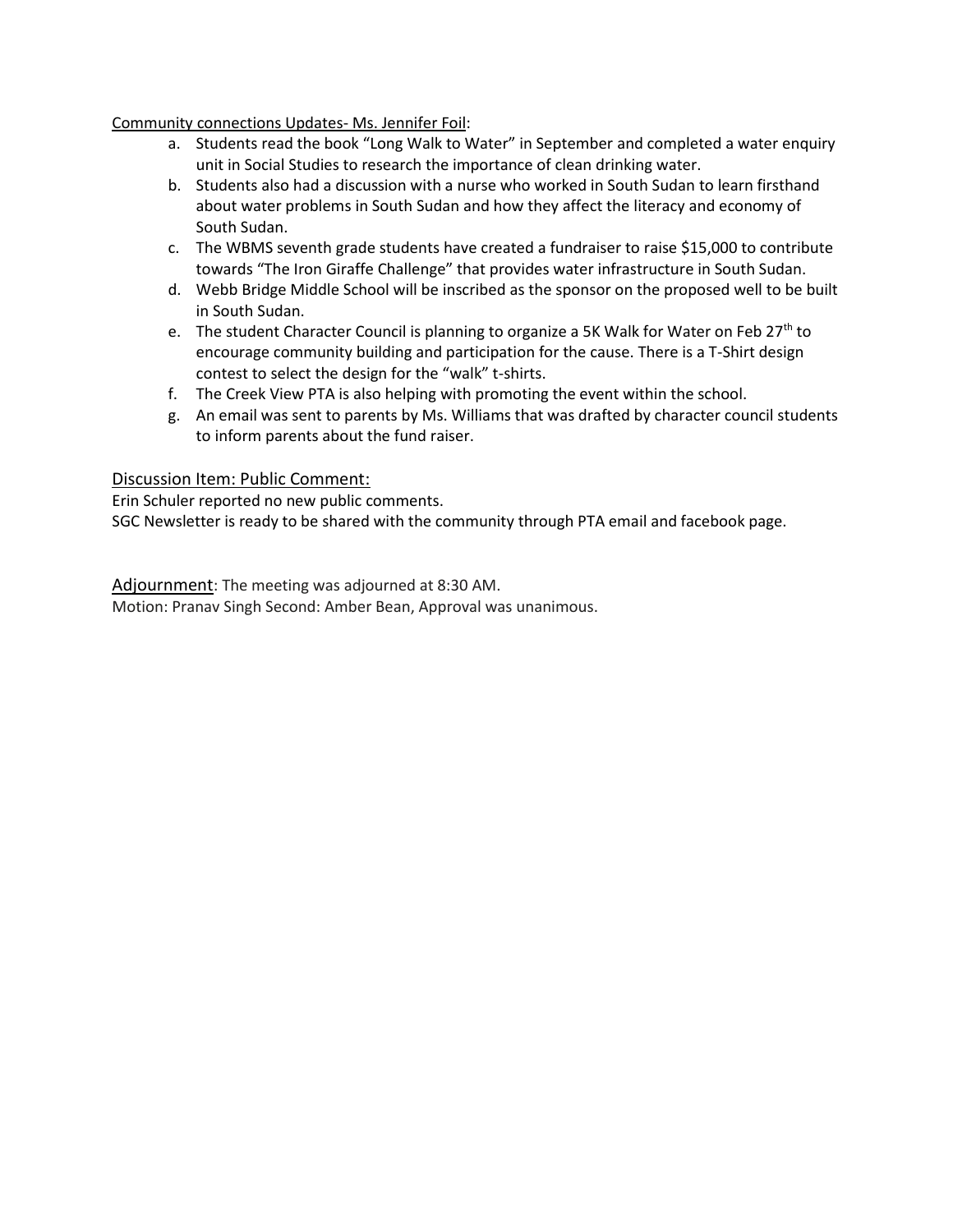Community connections Updates- Ms. Jennifer Foil:

a. Students read the book "Long Walk to Water" in September and completed a water enquiry unit in Social Studies to research the importance of clean drinking water.
b. Students also had a discussion with a nurse who worked in South Sudan to learn firsthand about water problems in South Sudan and how they affect the literacy and economy of South Sudan.
c. The WBMS seventh grade students have created a fundraiser to raise $15,000 to contribute towards "The Iron Giraffe Challenge" that provides water infrastructure in South Sudan.
d. Webb Bridge Middle School will be inscribed as the sponsor on the proposed well to be built in South Sudan.
e. The student Character Council is planning to organize a 5K Walk for Water on Feb 27th to encourage community building and participation for the cause. There is a T-Shirt design contest to select the design for the "walk" t-shirts.
f. The Creek View PTA is also helping with promoting the event within the school.
g. An email was sent to parents by Ms. Williams that was drafted by character council students to inform parents about the fund raiser.

## Discussion Item: Public Comment:

Erin Schuler reported no new public comments.

SGC Newsletter is ready to be shared with the community through PTA email and facebook page.

**Adjournment**: The meeting was adjourned at 8:30 AM.

Motion: Pranav Singh Second: Amber Bean, Approval was unanimous.